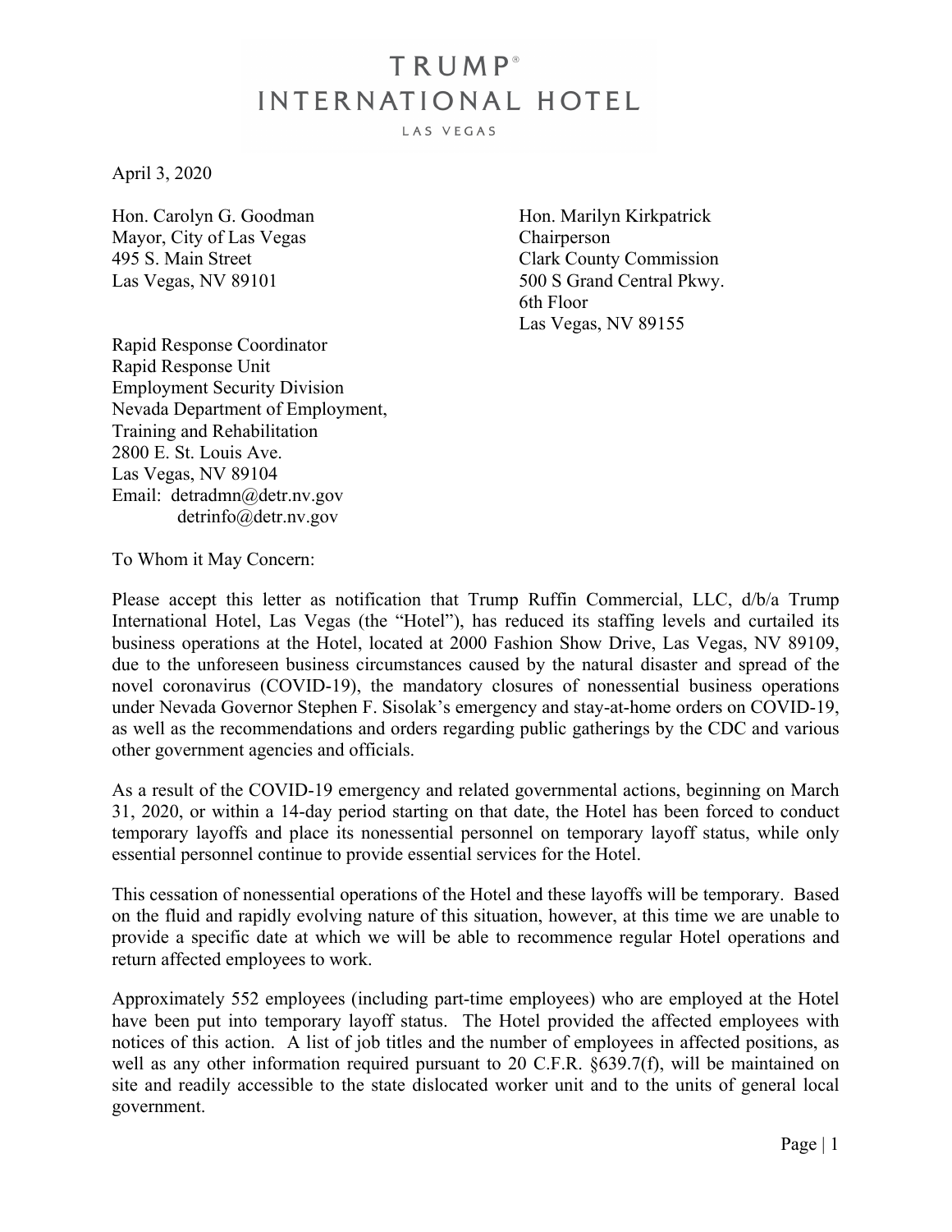# TRUMP®
## INTERNATIONAL HOTEL
LAS VEGAS

April 3, 2020

Hon. Carolyn G. Goodman
Mayor, City of Las Vegas
495 S. Main Street
Las Vegas, NV 89101

Hon. Marilyn Kirkpatrick
Chairperson
Clark County Commission
500 S Grand Central Pkwy.
6th Floor
Las Vegas, NV 89155

Rapid Response Coordinator
Rapid Response Unit
Employment Security Division
Nevada Department of Employment,
Training and Rehabilitation
2800 E. St. Louis Ave.
Las Vegas, NV 89104
Email: detradmn@detr.nv.gov
detrinfo@detr.nv.gov

To Whom it May Concern:

Please accept this letter as notification that Trump Ruffin Commercial, LLC, d/b/a Trump International Hotel, Las Vegas (the "Hotel"), has reduced its staffing levels and curtailed its business operations at the Hotel, located at 2000 Fashion Show Drive, Las Vegas, NV 89109, due to the unforeseen business circumstances caused by the natural disaster and spread of the novel coronavirus (COVID-19), the mandatory closures of nonessential business operations under Nevada Governor Stephen F. Sisolak's emergency and stay-at-home orders on COVID-19, as well as the recommendations and orders regarding public gatherings by the CDC and various other government agencies and officials.

As a result of the COVID-19 emergency and related governmental actions, beginning on March 31, 2020, or within a 14-day period starting on that date, the Hotel has been forced to conduct temporary layoffs and place its nonessential personnel on temporary layoff status, while only essential personnel continue to provide essential services for the Hotel.

This cessation of nonessential operations of the Hotel and these layoffs will be temporary. Based on the fluid and rapidly evolving nature of this situation, however, at this time we are unable to provide a specific date at which we will be able to recommence regular Hotel operations and return affected employees to work.

Approximately 552 employees (including part-time employees) who are employed at the Hotel have been put into temporary layoff status. The Hotel provided the affected employees with notices of this action. A list of job titles and the number of employees in affected positions, as well as any other information required pursuant to 20 C.F.R. §639.7(f), will be maintained on site and readily accessible to the state dislocated worker unit and to the units of general local government.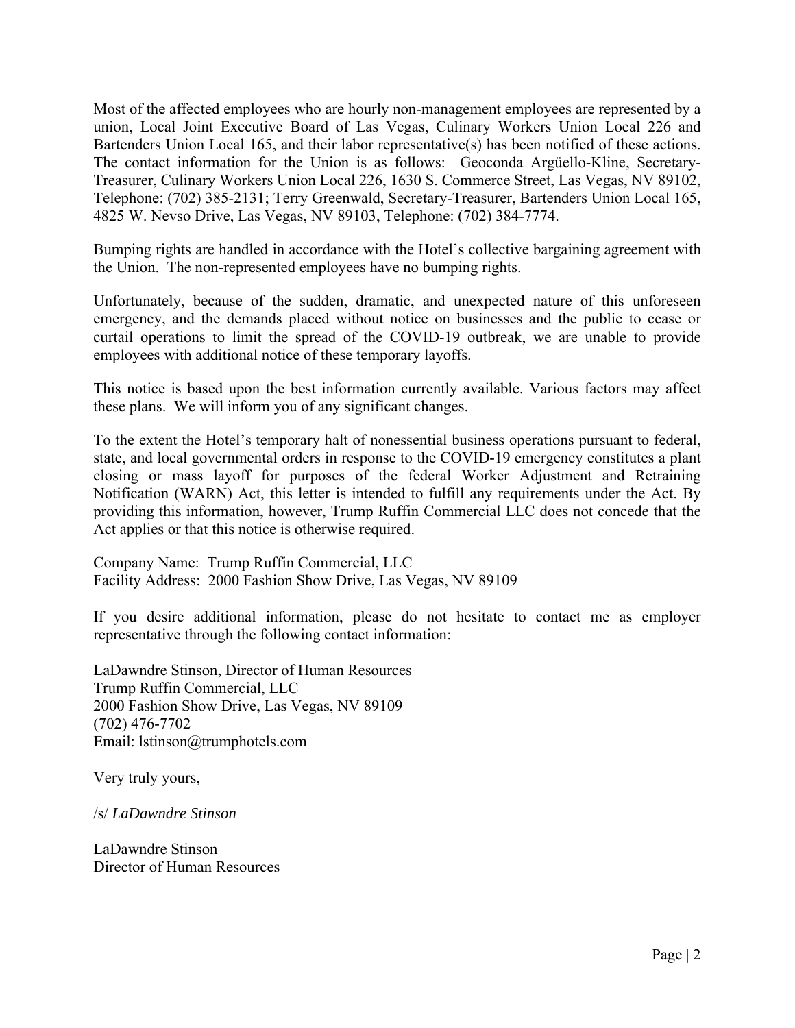Most of the affected employees who are hourly non-management employees are represented by a union, Local Joint Executive Board of Las Vegas, Culinary Workers Union Local 226 and Bartenders Union Local 165, and their labor representative(s) has been notified of these actions. The contact information for the Union is as follows: Geoconda Argüello-Kline, Secretary-Treasurer, Culinary Workers Union Local 226, 1630 S. Commerce Street, Las Vegas, NV 89102, Telephone: (702) 385-2131; Terry Greenwald, Secretary-Treasurer, Bartenders Union Local 165, 4825 W. Nevso Drive, Las Vegas, NV 89103, Telephone: (702) 384-7774.

Bumping rights are handled in accordance with the Hotel's collective bargaining agreement with the Union. The non-represented employees have no bumping rights.

Unfortunately, because of the sudden, dramatic, and unexpected nature of this unforeseen emergency, and the demands placed without notice on businesses and the public to cease or curtail operations to limit the spread of the COVID-19 outbreak, we are unable to provide employees with additional notice of these temporary layoffs.

This notice is based upon the best information currently available. Various factors may affect these plans. We will inform you of any significant changes.

To the extent the Hotel's temporary halt of nonessential business operations pursuant to federal, state, and local governmental orders in response to the COVID-19 emergency constitutes a plant closing or mass layoff for purposes of the federal Worker Adjustment and Retraining Notification (WARN) Act, this letter is intended to fulfill any requirements under the Act. By providing this information, however, Trump Ruffin Commercial LLC does not concede that the Act applies or that this notice is otherwise required.

Company Name: Trump Ruffin Commercial, LLC
Facility Address: 2000 Fashion Show Drive, Las Vegas, NV 89109

If you desire additional information, please do not hesitate to contact me as employer representative through the following contact information:

LaDawndre Stinson, Director of Human Resources
Trump Ruffin Commercial, LLC
2000 Fashion Show Drive, Las Vegas, NV 89109
(702) 476-7702
Email: lstinson@trumphotels.com

Very truly yours,

/s/ *LaDawndre Stinson*

LaDawndre Stinson
Director of Human Resources